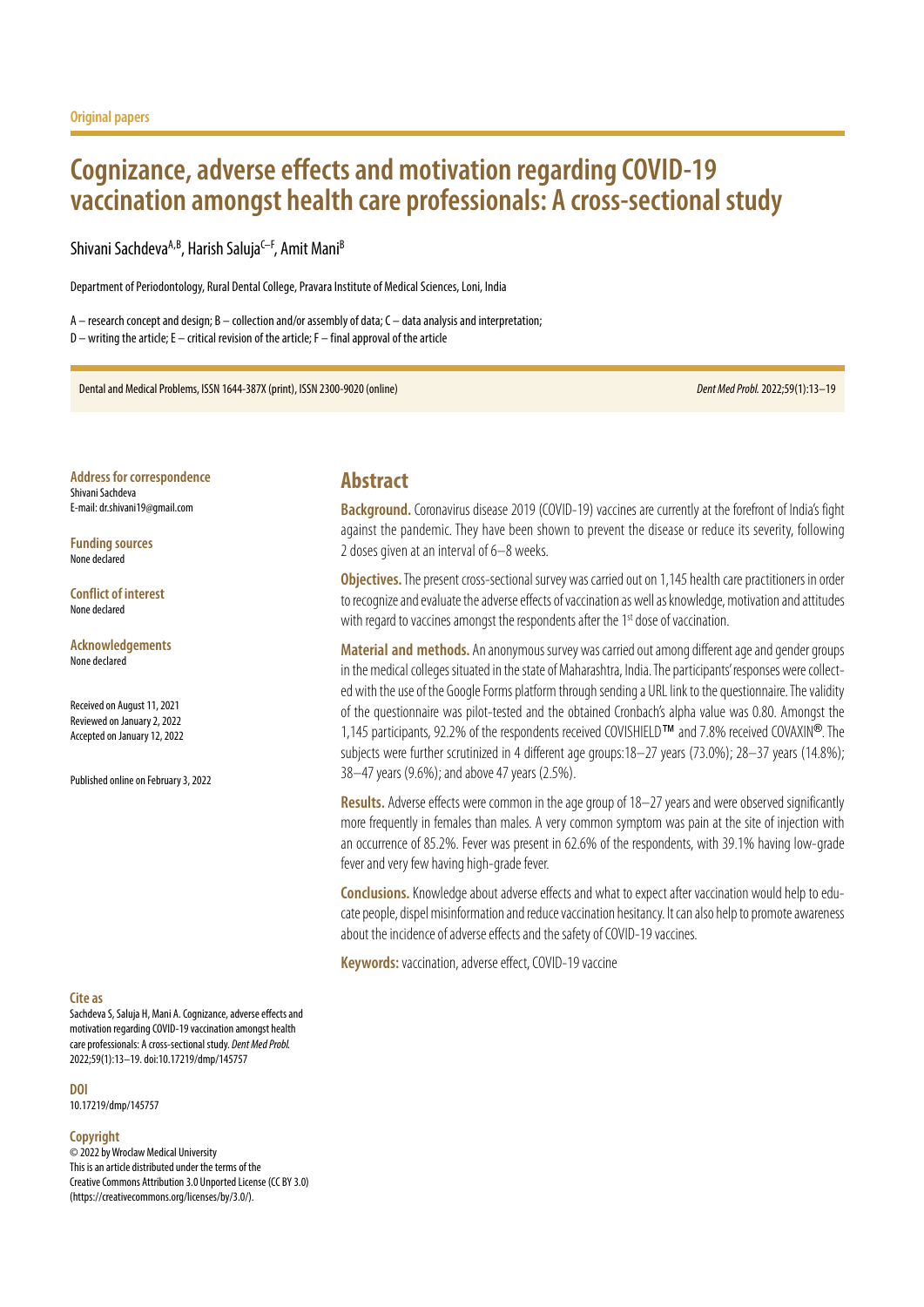Original papers

# Cognizance, adverse effects and motivation regarding COVID-19 vaccination amongst health care professionals: A cross-sectional study

Shivani Sachdeva[A,B], Harish Saluja[C–F], Amit Mani[B]

Department of Periodontology, Rural Dental College, Pravara Institute of Medical Sciences, Loni, India

A – research concept and design; B – collection and/or assembly of data; C – data analysis and interpretation;
D – writing the article; E – critical revision of the article; F – final approval of the article

Dental and Medical Problems, ISSN 1644-387X (print), ISSN 2300-9020 (online) *Dent Med Probl.* 2022;59(1):13–19

**Address for correspondence**
Shivani Sachdeva
E-mail: dr.shivani19@gmail.com

**Funding sources**
None declared

**Conflict of interest**
None declared

**Acknowledgements**
None declared

Received on August 11, 2021
Reviewed on January 2, 2022
Accepted on January 12, 2022

Published online on February 3, 2022

**Cite as**
Sachdeva S, Saluja H, Mani A. Cognizance, adverse effects and motivation regarding COVID-19 vaccination amongst health care professionals: A cross-sectional study. *Dent Med Probl.* 2022;59(1):13–19. doi:10.17219/dmp/145757

**DOI**
10.17219/dmp/145757

**Copyright**
© 2022 by Wroclaw Medical University
This is an article distributed under the terms of the Creative Commons Attribution 3.0 Unported License (CC BY 3.0) (https://creativecommons.org/licenses/by/3.0/).

## Abstract

**Background.** Coronavirus disease 2019 (COVID-19) vaccines are currently at the forefront of India's fight against the pandemic. They have been shown to prevent the disease or reduce its severity, following 2 doses given at an interval of 6–8 weeks.

**Objectives.** The present cross-sectional survey was carried out on 1,145 health care practitioners in order to recognize and evaluate the adverse effects of vaccination as well as knowledge, motivation and attitudes with regard to vaccines amongst the respondents after the 1st dose of vaccination.

**Material and methods.** An anonymous survey was carried out among different age and gender groups in the medical colleges situated in the state of Maharashtra, India. The participants' responses were collected with the use of the Google Forms platform through sending a URL link to the questionnaire. The validity of the questionnaire was pilot-tested and the obtained Cronbach's alpha value was 0.80. Amongst the 1,145 participants, 92.2% of the respondents received COVISHIELD™ and 7.8% received COVAXIN®. The subjects were further scrutinized in 4 different age groups: 18–27 years (73.0%); 28–37 years (14.8%); 38–47 years (9.6%); and above 47 years (2.5%).

**Results.** Adverse effects were common in the age group of 18–27 years and were observed significantly more frequently in females than males. A very common symptom was pain at the site of injection with an occurrence of 85.2%. Fever was present in 62.6% of the respondents, with 39.1% having low-grade fever and very few having high-grade fever.

**Conclusions.** Knowledge about adverse effects and what to expect after vaccination would help to educate people, dispel misinformation and reduce vaccination hesitancy. It can also help to promote awareness about the incidence of adverse effects and the safety of COVID-19 vaccines.

**Keywords:** vaccination, adverse effect, COVID-19 vaccine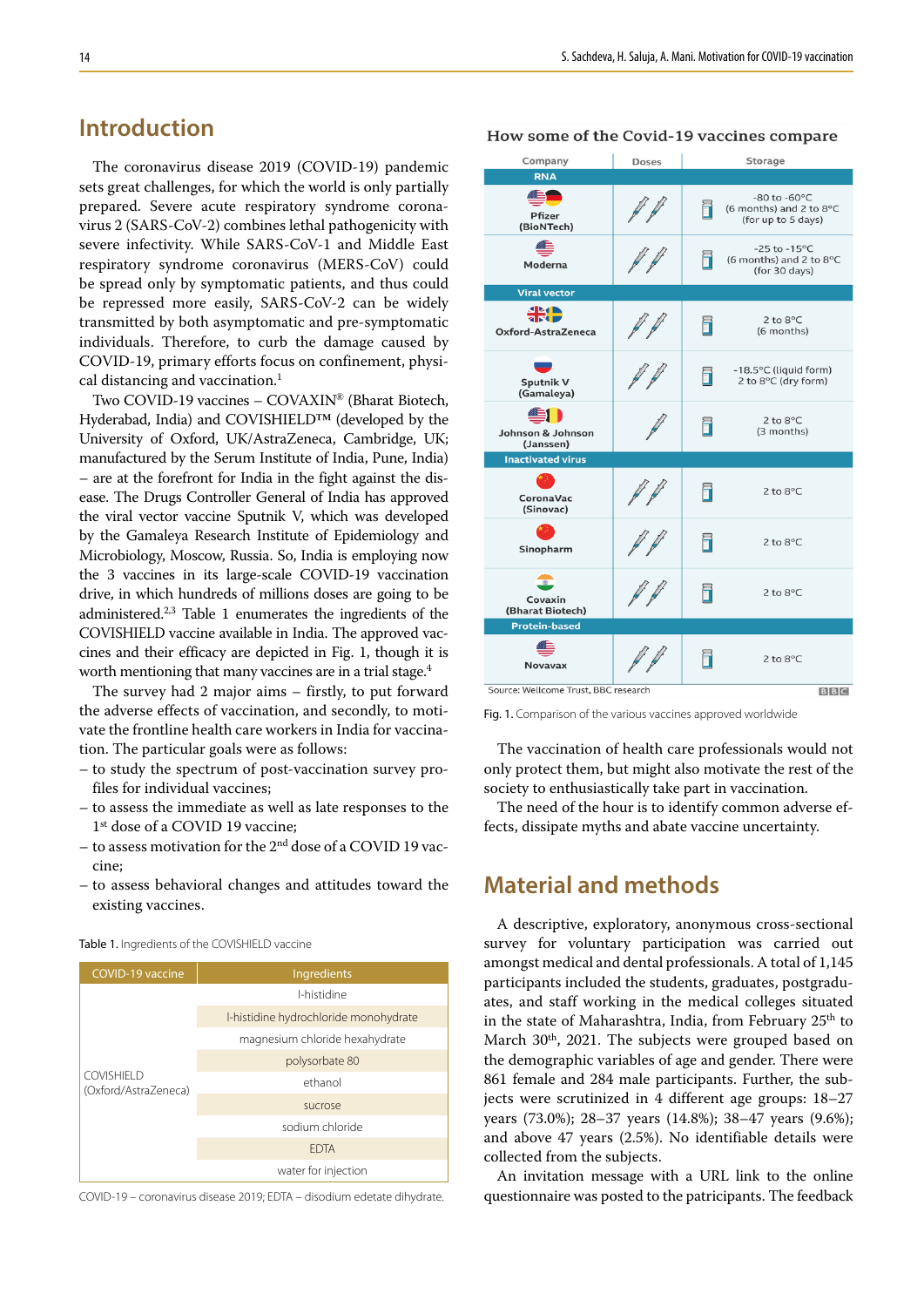## Introduction

The coronavirus disease 2019 (COVID-19) pandemic sets great challenges, for which the world is only partially prepared. Severe acute respiratory syndrome coronavirus 2 (SARS-CoV-2) combines lethal pathogenicity with severe infectivity. While SARS-CoV-1 and Middle East respiratory syndrome coronavirus (MERS-CoV) could be spread only by symptomatic patients, and thus could be repressed more easily, SARS-CoV-2 can be widely transmitted by both asymptomatic and pre-symptomatic individuals. Therefore, to curb the damage caused by COVID-19, primary efforts focus on confinement, physical distancing and vaccination.[1]

Two COVID-19 vaccines – COVAXIN® (Bharat Biotech, Hyderabad, India) and COVISHIELD™ (developed by the University of Oxford, UK/AstraZeneca, Cambridge, UK; manufactured by the Serum Institute of India, Pune, India) – are at the forefront for India in the fight against the disease. The Drugs Controller General of India has approved the viral vector vaccine Sputnik V, which was developed by the Gamaleya Research Institute of Epidemiology and Microbiology, Moscow, Russia. So, India is employing now the 3 vaccines in its large-scale COVID-19 vaccination drive, in which hundreds of millions doses are going to be administered.[2,3] Table 1 enumerates the ingredients of the COVISHIELD vaccine available in India. The approved vaccines and their efficacy are depicted in Fig. 1, though it is worth mentioning that many vaccines are in a trial stage.[4]

The survey had 2 major aims – firstly, to put forward the adverse effects of vaccination, and secondly, to motivate the frontline health care workers in India for vaccination. The particular goals were as follows:

- to study the spectrum of post-vaccination survey profiles for individual vaccines;
- to assess the immediate as well as late responses to the 1st dose of a COVID 19 vaccine;
- to assess motivation for the 2nd dose of a COVID 19 vaccine;
- to assess behavioral changes and attitudes toward the existing vaccines.

Table 1. Ingredients of the COVISHIELD vaccine

| COVID-19 vaccine | Ingredients |
|---|---|
| COVISHIELD (Oxford/AstraZeneca) | l-histidine |
| | l-histidine hydrochloride monohydrate |
| | magnesium chloride hexahydrate |
| | polysorbate 80 |
| | ethanol |
| | sucrose |
| | sodium chloride |
| | EDTA |
| | water for injection |

COVID-19 – coronavirus disease 2019; EDTA – disodium edetate dihydrate.

**How some of the Covid-19 vaccines compare**

| Company | Doses | Storage |
|---|---|---|
| **RNA** | | |
| Pfizer (BioNTech) | 2 | -80 to -60°C (6 months) and 2 to 8°C (for up to 5 days) |
| Moderna | 2 | -25 to -15°C (6 months) and 2 to 8°C (for 30 days) |
| **Viral vector** | | |
| Oxford-AstraZeneca | 2 | 2 to 8°C (6 months) |
| Sputnik V (Gamaleya) | 2 | -18.5°C (liquid form) 2 to 8°C (dry form) |
| Johnson & Johnson (Janssen) | 1 | 2 to 8°C (3 months) |
| **Inactivated virus** | | |
| CoronaVac (Sinovac) | 2 | 2 to 8°C |
| Sinopharm | 2 | 2 to 8°C |
| Covaxin (Bharat Biotech) | 2 | 2 to 8°C |
| **Protein-based** | | |
| Novavax | 2 | 2 to 8°C |

Source: Wellcome Trust, BBC research

Fig. 1. Comparison of the various vaccines approved worldwide

The vaccination of health care professionals would not only protect them, but might also motivate the rest of the society to enthusiastically take part in vaccination.

The need of the hour is to identify common adverse effects, dissipate myths and abate vaccine uncertainty.

## Material and methods

A descriptive, exploratory, anonymous cross-sectional survey for voluntary participation was carried out amongst medical and dental professionals. A total of 1,145 participants included the students, graduates, postgraduates, and staff working in the medical colleges situated in the state of Maharashtra, India, from February 25th to March 30th, 2021. The subjects were grouped based on the demographic variables of age and gender. There were 861 female and 284 male participants. Further, the subjects were scrutinized in 4 different age groups: 18–27 years (73.0%); 28–37 years (14.8%); 38–47 years (9.6%); and above 47 years (2.5%). No identifiable details were collected from the subjects.

An invitation message with a URL link to the online questionnaire was posted to the participants. The feedback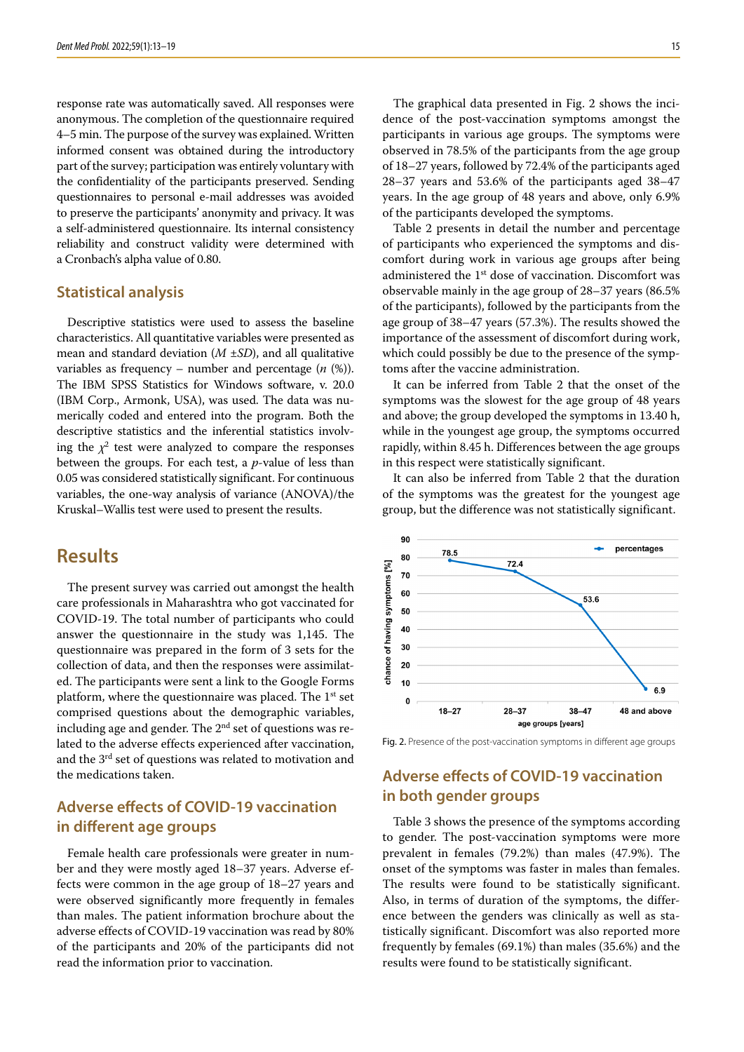response rate was automatically saved. All responses were anonymous. The completion of the questionnaire required 4–5 min. The purpose of the survey was explained. Written informed consent was obtained during the introductory part of the survey; participation was entirely voluntary with the confidentiality of the participants preserved. Sending questionnaires to personal e-mail addresses was avoided to preserve the participants' anonymity and privacy. It was a self-administered questionnaire. Its internal consistency reliability and construct validity were determined with a Cronbach's alpha value of 0.80.

## Statistical analysis

Descriptive statistics were used to assess the baseline characteristics. All quantitative variables were presented as mean and standard deviation ($M \pm SD$), and all qualitative variables as frequency – number and percentage ($n$ (%)). The IBM SPSS Statistics for Windows software, v. 20.0 (IBM Corp., Armonk, USA), was used. The data was numerically coded and entered into the program. Both the descriptive statistics and the inferential statistics involving the $\chi^2$ test were analyzed to compare the responses between the groups. For each test, a $p$-value of less than 0.05 was considered statistically significant. For continuous variables, the one-way analysis of variance (ANOVA)/the Kruskal–Wallis test were used to present the results.

# Results

The present survey was carried out amongst the health care professionals in Maharashtra who got vaccinated for COVID-19. The total number of participants who could answer the questionnaire in the study was 1,145. The questionnaire was prepared in the form of 3 sets for the collection of data, and then the responses were assimilated. The participants were sent a link to the Google Forms platform, where the questionnaire was placed. The 1st set comprised questions about the demographic variables, including age and gender. The 2nd set of questions was related to the adverse effects experienced after vaccination, and the 3rd set of questions was related to motivation and the medications taken.

## Adverse effects of COVID-19 vaccination in different age groups

Female health care professionals were greater in number and they were mostly aged 18–37 years. Adverse effects were common in the age group of 18–27 years and were observed significantly more frequently in females than males. The patient information brochure about the adverse effects of COVID-19 vaccination was read by 80% of the participants and 20% of the participants did not read the information prior to vaccination.

The graphical data presented in Fig. 2 shows the incidence of the post-vaccination symptoms amongst the participants in various age groups. The symptoms were observed in 78.5% of the participants from the age group of 18–27 years, followed by 72.4% of the participants aged 28–37 years and 53.6% of the participants aged 38–47 years. In the age group of 48 years and above, only 6.9% of the participants developed the symptoms.

Table 2 presents in detail the number and percentage of participants who experienced the symptoms and discomfort during work in various age groups after being administered the 1st dose of vaccination. Discomfort was observable mainly in the age group of 28–37 years (86.5% of the participants), followed by the participants from the age group of 38–47 years (57.3%). The results showed the importance of the assessment of discomfort during work, which could possibly be due to the presence of the symptoms after the vaccine administration.

It can be inferred from Table 2 that the onset of the symptoms was the slowest for the age group of 48 years and above; the group developed the symptoms in 13.40 h, while in the youngest age group, the symptoms occurred rapidly, within 8.45 h. Differences between the age groups in this respect were statistically significant.

It can also be inferred from Table 2 that the duration of the symptoms was the greatest for the youngest age group, but the difference was not statistically significant.

Fig. 2. Presence of the post-vaccination symptoms in different age groups

## Adverse effects of COVID-19 vaccination in both gender groups

Table 3 shows the presence of the symptoms according to gender. The post-vaccination symptoms were more prevalent in females (79.2%) than males (47.9%). The onset of the symptoms was faster in males than females. The results were found to be statistically significant. Also, in terms of duration of the symptoms, the difference between the genders was clinically as well as statistically significant. Discomfort was also reported more frequently by females (69.1%) than males (35.6%) and the results were found to be statistically significant.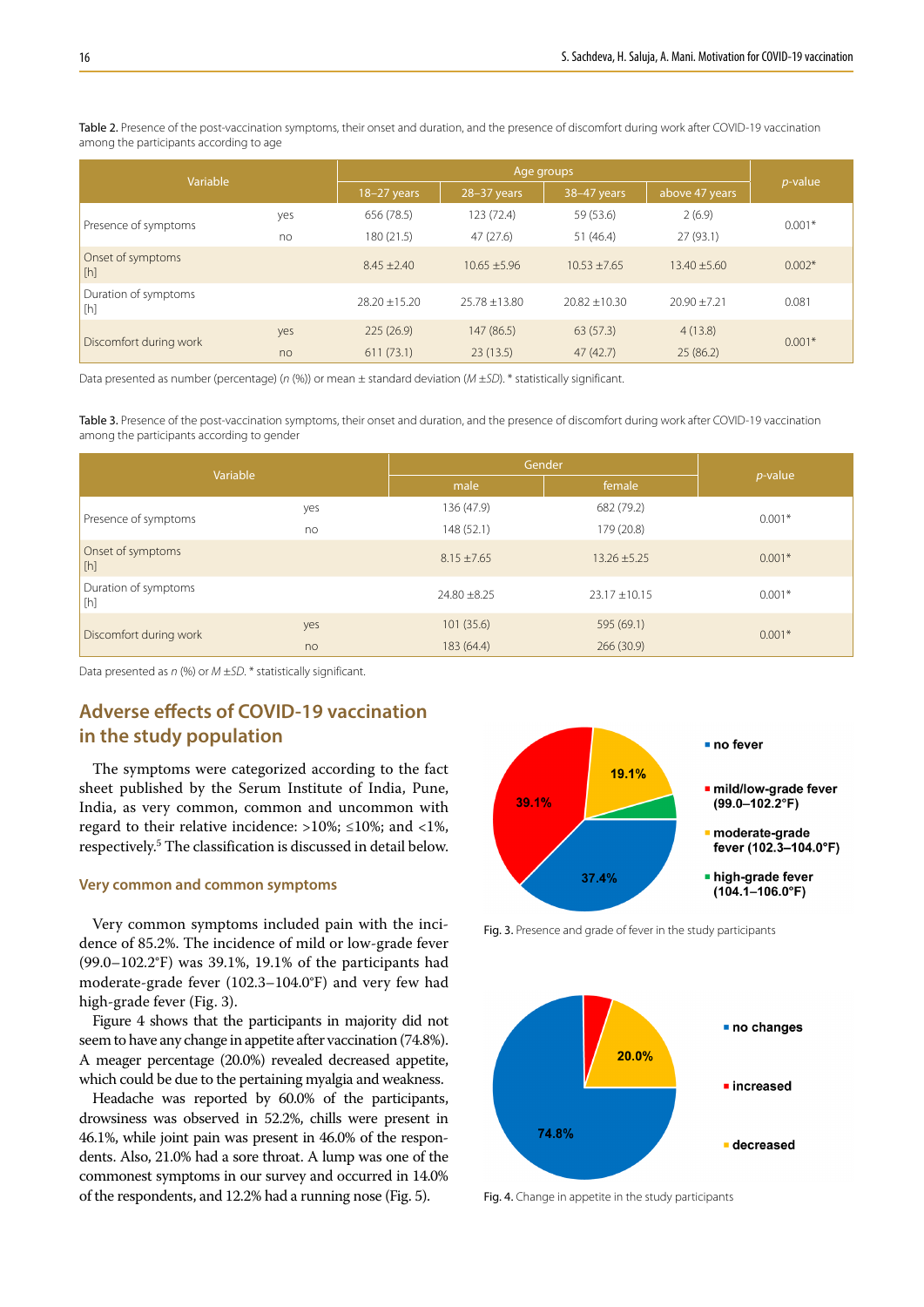Table 2. Presence of the post-vaccination symptoms, their onset and duration, and the presence of discomfort during work after COVID-19 vaccination among the participants according to age

| Variable | | Age groups | | | | *p*-value |
|---|---|---|---|---|---|---|
| | | 18–27 years | 28–37 years | 38–47 years | above 47 years | |
| Presence of symptoms | yes | 656 (78.5) | 123 (72.4) | 59 (53.6) | 2 (6.9) | 0.001* |
| | no | 180 (21.5) | 47 (27.6) | 51 (46.4) | 27 (93.1) | |
| Onset of symptoms [h] | | 8.45 ±2.40 | 10.65 ±5.96 | 10.53 ±7.65 | 13.40 ±5.60 | 0.002* |
| Duration of symptoms [h] | | 28.20 ±15.20 | 25.78 ±13.80 | 20.82 ±10.30 | 20.90 ±7.21 | 0.081 |
| Discomfort during work | yes | 225 (26.9) | 147 (86.5) | 63 (57.3) | 4 (13.8) | 0.001* |
| | no | 611 (73.1) | 23 (13.5) | 47 (42.7) | 25 (86.2) | |

Data presented as number (percentage) (*n* (%)) or mean ± standard deviation (*M* ±*SD*). * statistically significant.

Table 3. Presence of the post-vaccination symptoms, their onset and duration, and the presence of discomfort during work after COVID-19 vaccination among the participants according to gender

| Variable | | Gender | | *p*-value |
|---|---|---|---|---|
| | | male | female | |
| Presence of symptoms | yes | 136 (47.9) | 682 (79.2) | 0.001* |
| | no | 148 (52.1) | 179 (20.8) | |
| Onset of symptoms [h] | | 8.15 ±7.65 | 13.26 ±5.25 | 0.001* |
| Duration of symptoms [h] | | 24.80 ±8.25 | 23.17 ±10.15 | 0.001* |
| Discomfort during work | yes | 101 (35.6) | 595 (69.1) | 0.001* |
| | no | 183 (64.4) | 266 (30.9) | |

Data presented as *n* (%) or *M* ±*SD*. * statistically significant.

## Adverse effects of COVID-19 vaccination in the study population

The symptoms were categorized according to the fact sheet published by the Serum Institute of India, Pune, India, as very common, common and uncommon with regard to their relative incidence: >10%; ≤10%; and <1%, respectively.[5] The classification is discussed in detail below.

### Very common and common symptoms

Very common symptoms included pain with the incidence of 85.2%. The incidence of mild or low-grade fever (99.0–102.2°F) was 39.1%, 19.1% of the participants had moderate-grade fever (102.3–104.0°F) and very few had high-grade fever (Fig. 3).

Figure 4 shows that the participants in majority did not seem to have any change in appetite after vaccination (74.8%). A meager percentage (20.0%) revealed decreased appetite, which could be due to the pertaining myalgia and weakness.

Headache was reported by 60.0% of the participants, drowsiness was observed in 52.2%, chills were present in 46.1%, while joint pain was present in 46.0% of the respondents. Also, 21.0% had a sore throat. A lump was one of the commonest symptoms in our survey and occurred in 14.0% of the respondents, and 12.2% had a running nose (Fig. 5).

Fig. 3. Presence and grade of fever in the study participants

Fig. 4. Change in appetite in the study participants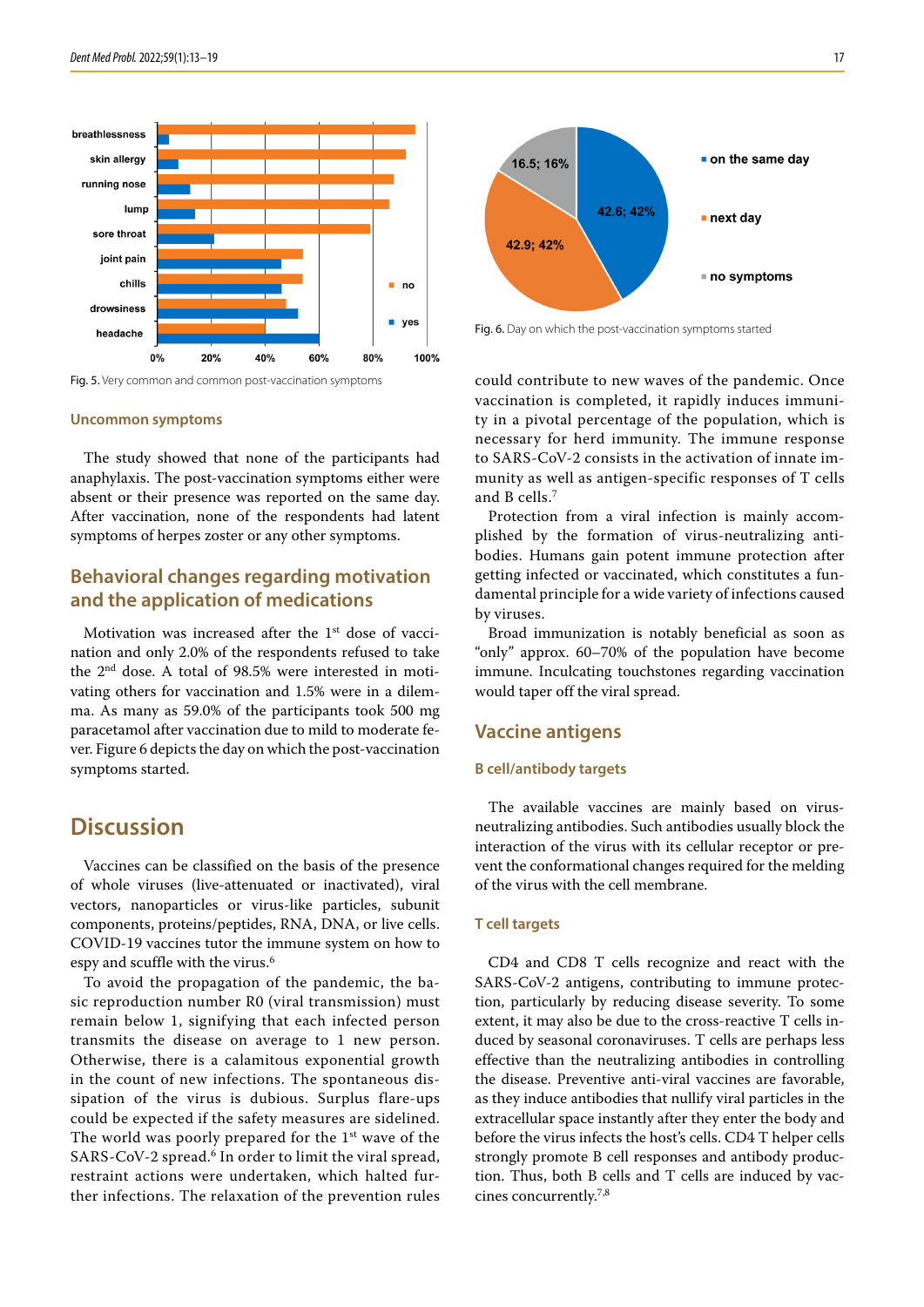Fig. 5. Very common and common post-vaccination symptoms

Fig. 6. Day on which the post-vaccination symptoms started

### Uncommon symptoms

The study showed that none of the participants had anaphylaxis. The post-vaccination symptoms either were absent or their presence was reported on the same day. After vaccination, none of the respondents had latent symptoms of herpes zoster or any other symptoms.

## Behavioral changes regarding motivation and the application of medications

Motivation was increased after the 1st dose of vaccination and only 2.0% of the respondents refused to take the 2nd dose. A total of 98.5% were interested in motivating others for vaccination and 1.5% were in a dilemma. As many as 59.0% of the participants took 500 mg paracetamol after vaccination due to mild to moderate fever. Figure 6 depicts the day on which the post-vaccination symptoms started.

# Discussion

Vaccines can be classified on the basis of the presence of whole viruses (live-attenuated or inactivated), viral vectors, nanoparticles or virus-like particles, subunit components, proteins/peptides, RNA, DNA, or live cells. COVID-19 vaccines tutor the immune system on how to espy and scuffle with the virus.[6]

To avoid the propagation of the pandemic, the basic reproduction number R0 (viral transmission) must remain below 1, signifying that each infected person transmits the disease on average to 1 new person. Otherwise, there is a calamitous exponential growth in the count of new infections. The spontaneous dissipation of the virus is dubious. Surplus flare-ups could be expected if the safety measures are sidelined. The world was poorly prepared for the 1st wave of the SARS-CoV-2 spread.[6] In order to limit the viral spread, restraint actions were undertaken, which halted further infections. The relaxation of the prevention rules could contribute to new waves of the pandemic. Once vaccination is completed, it rapidly induces immunity in a pivotal percentage of the population, which is necessary for herd immunity. The immune response to SARS-CoV-2 consists in the activation of innate immunity as well as antigen-specific responses of T cells and B cells.[7]

Protection from a viral infection is mainly accomplished by the formation of virus-neutralizing antibodies. Humans gain potent immune protection after getting infected or vaccinated, which constitutes a fundamental principle for a wide variety of infections caused by viruses.

Broad immunization is notably beneficial as soon as "only" approx. 60–70% of the population have become immune. Inculcating touchstones regarding vaccination would taper off the viral spread.

## Vaccine antigens

### B cell/antibody targets

The available vaccines are mainly based on virus-neutralizing antibodies. Such antibodies usually block the interaction of the virus with its cellular receptor or prevent the conformational changes required for the melding of the virus with the cell membrane.

### T cell targets

CD4 and CD8 T cells recognize and react with the SARS-CoV-2 antigens, contributing to immune protection, particularly by reducing disease severity. To some extent, it may also be due to the cross-reactive T cells induced by seasonal coronaviruses. T cells are perhaps less effective than the neutralizing antibodies in controlling the disease. Preventive anti-viral vaccines are favorable, as they induce antibodies that nullify viral particles in the extracellular space instantly after they enter the body and before the virus infects the host's cells. CD4 T helper cells strongly promote B cell responses and antibody production. Thus, both B cells and T cells are induced by vaccines concurrently.[7,8]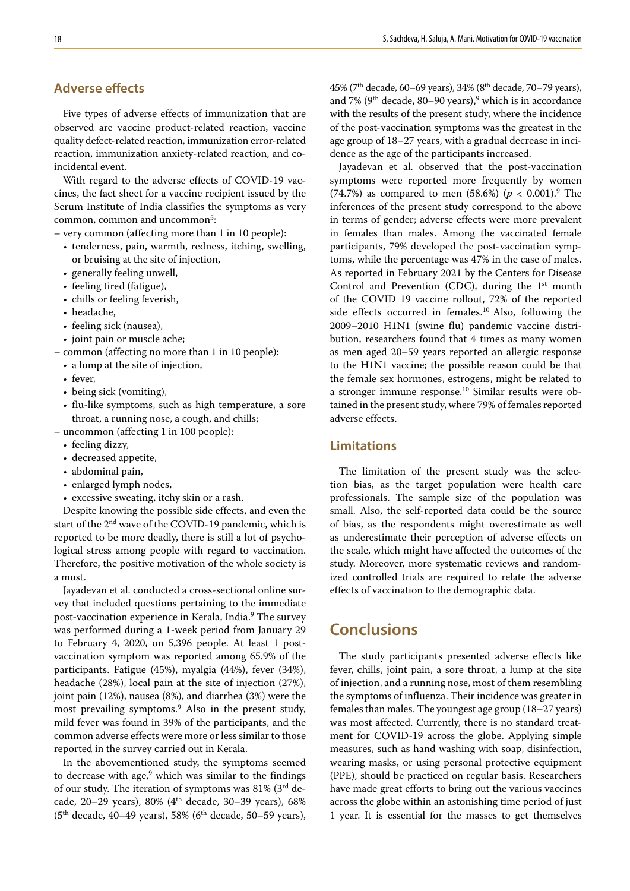## Adverse effects

Five types of adverse effects of immunization that are observed are vaccine product-related reaction, vaccine quality defect-related reaction, immunization error-related reaction, immunization anxiety-related reaction, and coincidental event.

With regard to the adverse effects of COVID-19 vaccines, the fact sheet for a vaccine recipient issued by the Serum Institute of India classifies the symptoms as very common, common and uncommon[5]:

– very common (affecting more than 1 in 10 people):
  - tenderness, pain, warmth, redness, itching, swelling, or bruising at the site of injection,
  - generally feeling unwell,
  - feeling tired (fatigue),
  - chills or feeling feverish,
  - headache,
  - feeling sick (nausea),
  - joint pain or muscle ache;

– common (affecting no more than 1 in 10 people):
  - a lump at the site of injection,
  - fever,
  - being sick (vomiting),
  - flu-like symptoms, such as high temperature, a sore throat, a running nose, a cough, and chills;

– uncommon (affecting 1 in 100 people):
  - feeling dizzy,
  - decreased appetite,
  - abdominal pain,
  - enlarged lymph nodes,
  - excessive sweating, itchy skin or a rash.

Despite knowing the possible side effects, and even the start of the 2nd wave of the COVID-19 pandemic, which is reported to be more deadly, there is still a lot of psychological stress among people with regard to vaccination. Therefore, the positive motivation of the whole society is a must.

Jayadevan et al. conducted a cross-sectional online survey that included questions pertaining to the immediate post-vaccination experience in Kerala, India.[9] The survey was performed during a 1-week period from January 29 to February 4, 2020, on 5,396 people. At least 1 post-vaccination symptom was reported among 65.9% of the participants. Fatigue (45%), myalgia (44%), fever (34%), headache (28%), local pain at the site of injection (27%), joint pain (12%), nausea (8%), and diarrhea (3%) were the most prevailing symptoms.[9] Also in the present study, mild fever was found in 39% of the participants, and the common adverse effects were more or less similar to those reported in the survey carried out in Kerala.

In the abovementioned study, the symptoms seemed to decrease with age,[9] which was similar to the findings of our study. The iteration of symptoms was 81% (3rd decade, 20–29 years), 80% (4th decade, 30–39 years), 68% (5th decade, 40–49 years), 58% (6th decade, 50–59 years), 45% (7th decade, 60–69 years), 34% (8th decade, 70–79 years), and 7% (9th decade, 80–90 years),[9] which is in accordance with the results of the present study, where the incidence of the post-vaccination symptoms was the greatest in the age group of 18–27 years, with a gradual decrease in incidence as the age of the participants increased.

Jayadevan et al. observed that the post-vaccination symptoms were reported more frequently by women (74.7%) as compared to men (58.6%) ($p < 0.001$).[9] The inferences of the present study correspond to the above in terms of gender; adverse effects were more prevalent in females than males. Among the vaccinated female participants, 79% developed the post-vaccination symptoms, while the percentage was 47% in the case of males. As reported in February 2021 by the Centers for Disease Control and Prevention (CDC), during the 1st month of the COVID 19 vaccine rollout, 72% of the reported side effects occurred in females.[10] Also, following the 2009–2010 H1N1 (swine flu) pandemic vaccine distribution, researchers found that 4 times as many women as men aged 20–59 years reported an allergic response to the H1N1 vaccine; the possible reason could be that the female sex hormones, estrogens, might be related to a stronger immune response.[10] Similar results were obtained in the present study, where 79% of females reported adverse effects.

## Limitations

The limitation of the present study was the selection bias, as the target population were health care professionals. The sample size of the population was small. Also, the self-reported data could be the source of bias, as the respondents might overestimate as well as underestimate their perception of adverse effects on the scale, which might have affected the outcomes of the study. Moreover, more systematic reviews and randomized controlled trials are required to relate the adverse effects of vaccination to the demographic data.

# Conclusions

The study participants presented adverse effects like fever, chills, joint pain, a sore throat, a lump at the site of injection, and a running nose, most of them resembling the symptoms of influenza. Their incidence was greater in females than males. The youngest age group (18–27 years) was most affected. Currently, there is no standard treatment for COVID-19 across the globe. Applying simple measures, such as hand washing with soap, disinfection, wearing masks, or using personal protective equipment (PPE), should be practiced on regular basis. Researchers have made great efforts to bring out the various vaccines across the globe within an astonishing time period of just 1 year. It is essential for the masses to get themselves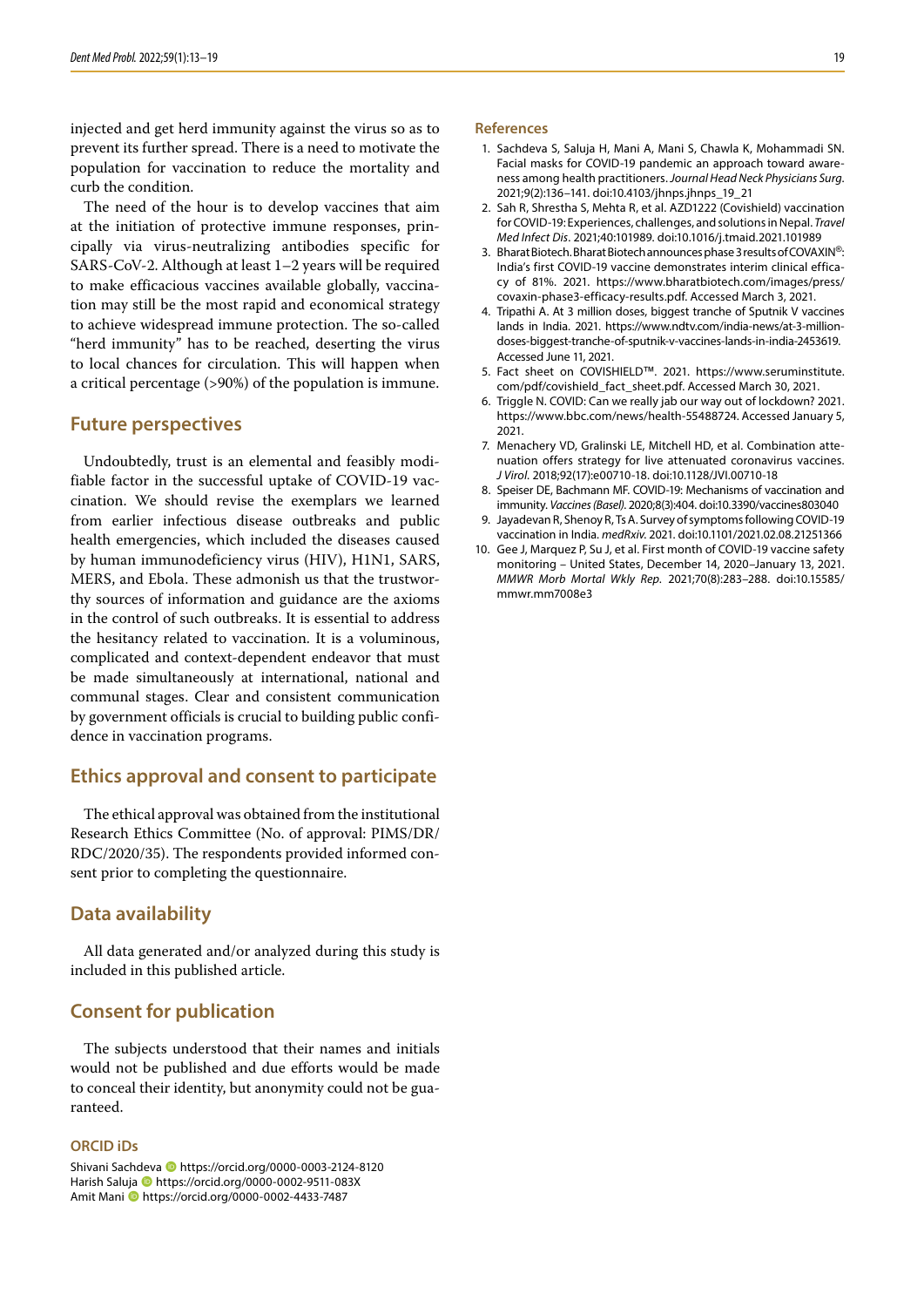injected and get herd immunity against the virus so as to prevent its further spread. There is a need to motivate the population for vaccination to reduce the mortality and curb the condition.

The need of the hour is to develop vaccines that aim at the initiation of protective immune responses, principally via virus-neutralizing antibodies specific for SARS-CoV-2. Although at least 1–2 years will be required to make efficacious vaccines available globally, vaccination may still be the most rapid and economical strategy to achieve widespread immune protection. The so-called "herd immunity" has to be reached, deserting the virus to local chances for circulation. This will happen when a critical percentage (>90%) of the population is immune.

## Future perspectives

Undoubtedly, trust is an elemental and feasibly modifiable factor in the successful uptake of COVID-19 vaccination. We should revise the exemplars we learned from earlier infectious disease outbreaks and public health emergencies, which included the diseases caused by human immunodeficiency virus (HIV), H1N1, SARS, MERS, and Ebola. These admonish us that the trustworthy sources of information and guidance are the axioms in the control of such outbreaks. It is essential to address the hesitancy related to vaccination. It is a voluminous, complicated and context-dependent endeavor that must be made simultaneously at international, national and communal stages. Clear and consistent communication by government officials is crucial to building public confidence in vaccination programs.

## Ethics approval and consent to participate

The ethical approval was obtained from the institutional Research Ethics Committee (No. of approval: PIMS/DR/RDC/2020/35). The respondents provided informed consent prior to completing the questionnaire.

## Data availability

All data generated and/or analyzed during this study is included in this published article.

## Consent for publication

The subjects understood that their names and initials would not be published and due efforts would be made to conceal their identity, but anonymity could not be guaranteed.

### ORCID iDs

Shivani Sachdeva https://orcid.org/0000-0003-2124-8120
Harish Saluja https://orcid.org/0000-0002-9511-083X
Amit Mani https://orcid.org/0000-0002-4433-7487

### References

1. Sachdeva S, Saluja H, Mani A, Mani S, Chawla K, Mohammadi SN. Facial masks for COVID-19 pandemic an approach toward awareness among health practitioners. *Journal Head Neck Physicians Surg.* 2021;9(2):136–141. doi:10.4103/jhnps.jhnps_19_21
2. Sah R, Shrestha S, Mehta R, et al. AZD1222 (Covishield) vaccination for COVID-19: Experiences, challenges, and solutions in Nepal. *Travel Med Infect Dis*. 2021;40:101989. doi:10.1016/j.tmaid.2021.101989
3. Bharat Biotech. Bharat Biotech announces phase 3 results of COVAXIN®: India's first COVID-19 vaccine demonstrates interim clinical efficacy of 81%. 2021. https://www.bharatbiotech.com/images/press/covaxin-phase3-efficacy-results.pdf. Accessed March 3, 2021.
4. Tripathi A. At 3 million doses, biggest tranche of Sputnik V vaccines lands in India. 2021. https://www.ndtv.com/india-news/at-3-million-doses-biggest-tranche-of-sputnik-v-vaccines-lands-in-india-2453619. Accessed June 11, 2021.
5. Fact sheet on COVISHIELD™. 2021. https://www.seruminstitute.com/pdf/covishield_fact_sheet.pdf. Accessed March 30, 2021.
6. Triggle N. COVID: Can we really jab our way out of lockdown? 2021. https://www.bbc.com/news/health-55488724. Accessed January 5, 2021.
7. Menachery VD, Gralinski LE, Mitchell HD, et al. Combination attenuation offers strategy for live attenuated coronavirus vaccines. *J Virol*. 2018;92(17):e00710-18. doi:10.1128/JVI.00710-18
8. Speiser DE, Bachmann MF. COVID-19: Mechanisms of vaccination and immunity. *Vaccines (Basel)*. 2020;8(3):404. doi:10.3390/vaccines803040
9. Jayadevan R, Shenoy R, Ts A. Survey of symptoms following COVID-19 vaccination in India. *medRxiv*. 2021. doi:10.1101/2021.02.08.21251366
10. Gee J, Marquez P, Su J, et al. First month of COVID-19 vaccine safety monitoring – United States, December 14, 2020–January 13, 2021. *MMWR Morb Mortal Wkly Rep*. 2021;70(8):283–288. doi:10.15585/mmwr.mm7008e3